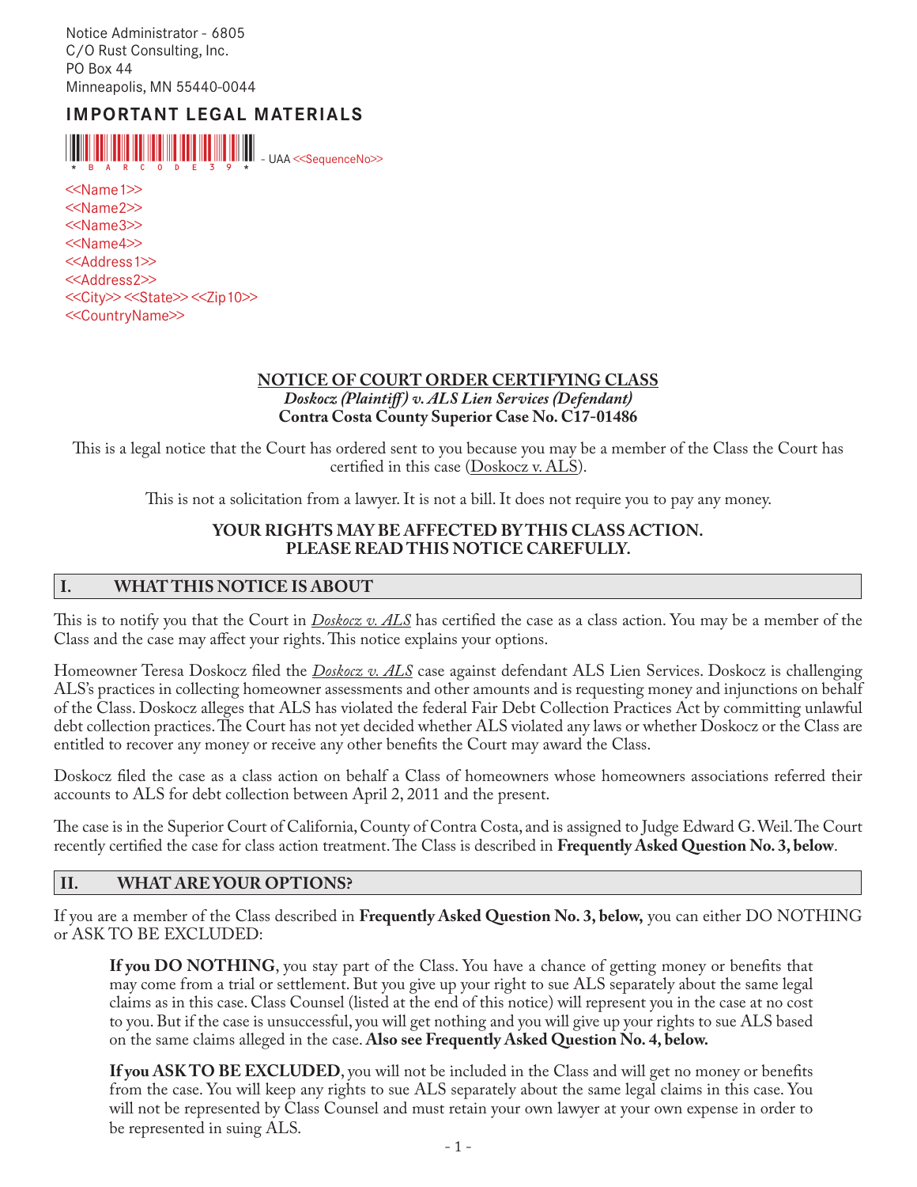Notice Administrator - 6805
C/O Rust Consulting, Inc.
PO Box 44
Minneapolis, MN 55440-0044

**IMPORTANT LEGAL MATERIALS**

*BARCODE39* - UAA <<SequenceNo>>

<<Name1>>
<<Name2>>
<<Name3>>
<<Name4>>
<<Address1>>
<<Address2>>
<<City>> <<State>> <<Zip10>>
<<CountryName>>

**NOTICE OF COURT ORDER CERTIFYING CLASS**
***Doskocz (Plaintiff) v. ALS Lien Services (Defendant)***
**Contra Costa County Superior Case No. C17-01486**

This is a legal notice that the Court has ordered sent to you because you may be a member of the Class the Court has certified in this case (Doskocz v. ALS).

This is not a solicitation from a lawyer. It is not a bill. It does not require you to pay any money.

**YOUR RIGHTS MAY BE AFFECTED BY THIS CLASS ACTION.**
**PLEASE READ THIS NOTICE CAREFULLY.**

## I. WHAT THIS NOTICE IS ABOUT

This is to notify you that the Court in *Doskocz v. ALS* has certified the case as a class action. You may be a member of the Class and the case may affect your rights. This notice explains your options.

Homeowner Teresa Doskocz filed the *Doskocz v. ALS* case against defendant ALS Lien Services. Doskocz is challenging ALS's practices in collecting homeowner assessments and other amounts and is requesting money and injunctions on behalf of the Class. Doskocz alleges that ALS has violated the federal Fair Debt Collection Practices Act by committing unlawful debt collection practices. The Court has not yet decided whether ALS violated any laws or whether Doskocz or the Class are entitled to recover any money or receive any other benefits the Court may award the Class.

Doskocz filed the case as a class action on behalf a Class of homeowners whose homeowners associations referred their accounts to ALS for debt collection between April 2, 2011 and the present.

The case is in the Superior Court of California, County of Contra Costa, and is assigned to Judge Edward G. Weil. The Court recently certified the case for class action treatment. The Class is described in **Frequently Asked Question No. 3, below**.

## II. WHAT ARE YOUR OPTIONS?

If you are a member of the Class described in **Frequently Asked Question No. 3, below,** you can either DO NOTHING or ASK TO BE EXCLUDED:

**If you DO NOTHING**, you stay part of the Class. You have a chance of getting money or benefits that may come from a trial or settlement. But you give up your right to sue ALS separately about the same legal claims as in this case. Class Counsel (listed at the end of this notice) will represent you in the case at no cost to you. But if the case is unsuccessful, you will get nothing and you will give up your rights to sue ALS based on the same claims alleged in the case. **Also see Frequently Asked Question No. 4, below.**

**If you ASK TO BE EXCLUDED**, you will not be included in the Class and will get no money or benefits from the case. You will keep any rights to sue ALS separately about the same legal claims in this case. You will not be represented by Class Counsel and must retain your own lawyer at your own expense in order to be represented in suing ALS.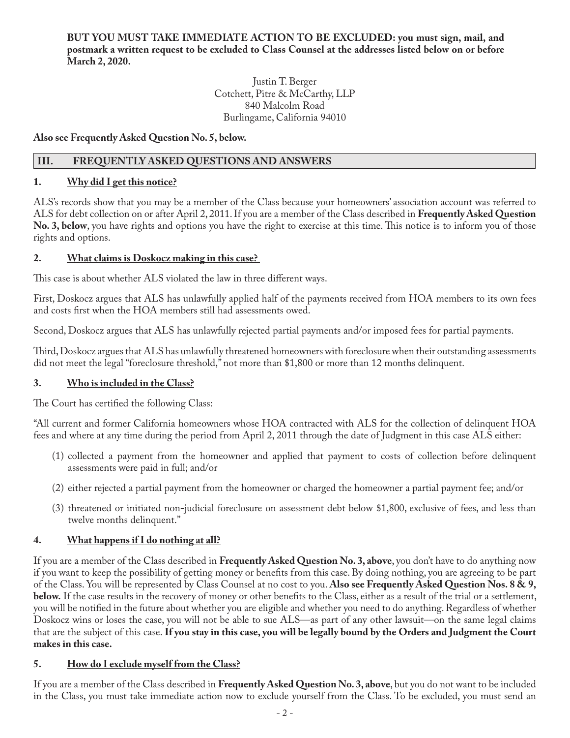**BUT YOU MUST TAKE IMMEDIATE ACTION TO BE EXCLUDED: you must sign, mail, and postmark a written request to be excluded to Class Counsel at the addresses listed below on or before March 2, 2020.**

Justin T. Berger
Cotchett, Pitre & McCarthy, LLP
840 Malcolm Road
Burlingame, California 94010

**Also see Frequently Asked Question No. 5, below.**

## III. FREQUENTLY ASKED QUESTIONS AND ANSWERS

### 1. Why did I get this notice?

ALS's records show that you may be a member of the Class because your homeowners' association account was referred to ALS for debt collection on or after April 2, 2011. If you are a member of the Class described in **Frequently Asked Question No. 3, below**, you have rights and options you have the right to exercise at this time. This notice is to inform you of those rights and options.

### 2. What claims is Doskocz making in this case?

This case is about whether ALS violated the law in three different ways.

First, Doskocz argues that ALS has unlawfully applied half of the payments received from HOA members to its own fees and costs first when the HOA members still had assessments owed.

Second, Doskocz argues that ALS has unlawfully rejected partial payments and/or imposed fees for partial payments.

Third, Doskocz argues that ALS has unlawfully threatened homeowners with foreclosure when their outstanding assessments did not meet the legal "foreclosure threshold," not more than $1,800 or more than 12 months delinquent.

### 3. Who is included in the Class?

The Court has certified the following Class:

"All current and former California homeowners whose HOA contracted with ALS for the collection of delinquent HOA fees and where at any time during the period from April 2, 2011 through the date of Judgment in this case ALS either:

(1) collected a payment from the homeowner and applied that payment to costs of collection before delinquent assessments were paid in full; and/or

(2) either rejected a partial payment from the homeowner or charged the homeowner a partial payment fee; and/or

(3) threatened or initiated non-judicial foreclosure on assessment debt below $1,800, exclusive of fees, and less than twelve months delinquent."

### 4. What happens if I do nothing at all?

If you are a member of the Class described in **Frequently Asked Question No. 3, above**, you don't have to do anything now if you want to keep the possibility of getting money or benefits from this case. By doing nothing, you are agreeing to be part of the Class. You will be represented by Class Counsel at no cost to you. **Also see Frequently Asked Question Nos. 8 & 9, below.** If the case results in the recovery of money or other benefits to the Class, either as a result of the trial or a settlement, you will be notified in the future about whether you are eligible and whether you need to do anything. Regardless of whether Doskocz wins or loses the case, you will not be able to sue ALS—as part of any other lawsuit—on the same legal claims that are the subject of this case. **If you stay in this case, you will be legally bound by the Orders and Judgment the Court makes in this case.**

### 5. How do I exclude myself from the Class?

If you are a member of the Class described in **Frequently Asked Question No. 3, above**, but you do not want to be included in the Class, you must take immediate action now to exclude yourself from the Class. To be excluded, you must send an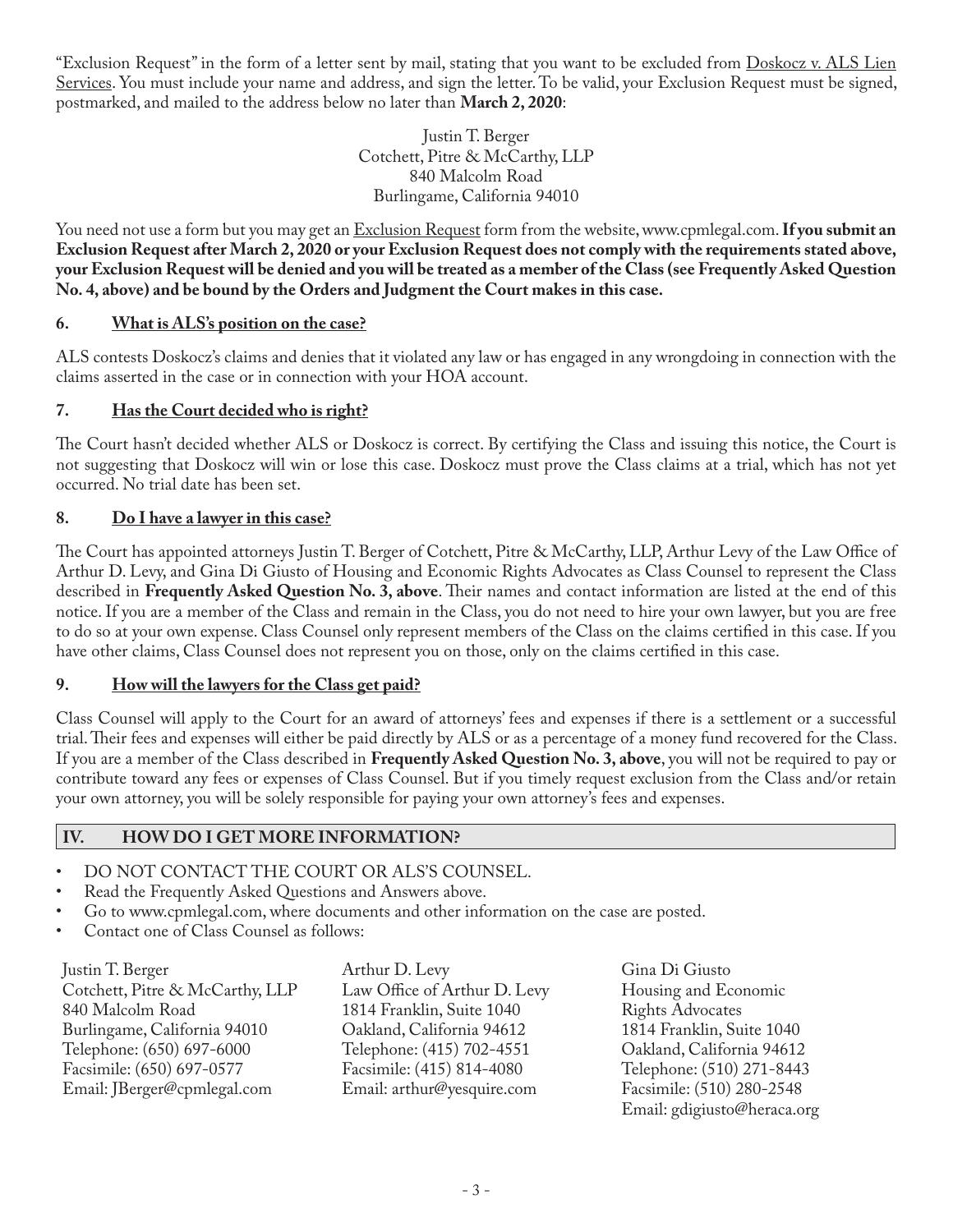"Exclusion Request" in the form of a letter sent by mail, stating that you want to be excluded from Doskocz v. ALS Lien Services. You must include your name and address, and sign the letter. To be valid, your Exclusion Request must be signed, postmarked, and mailed to the address below no later than **March 2, 2020**:

Justin T. Berger
Cotchett, Pitre & McCarthy, LLP
840 Malcolm Road
Burlingame, California 94010

You need not use a form but you may get an Exclusion Request form from the website, www.cpmlegal.com. **If you submit an Exclusion Request after March 2, 2020 or your Exclusion Request does not comply with the requirements stated above, your Exclusion Request will be denied and you will be treated as a member of the Class (see Frequently Asked Question No. 4, above) and be bound by the Orders and Judgment the Court makes in this case.**

### 6. What is ALS's position on the case?

ALS contests Doskocz's claims and denies that it violated any law or has engaged in any wrongdoing in connection with the claims asserted in the case or in connection with your HOA account.

### 7. Has the Court decided who is right?

The Court hasn't decided whether ALS or Doskocz is correct. By certifying the Class and issuing this notice, the Court is not suggesting that Doskocz will win or lose this case. Doskocz must prove the Class claims at a trial, which has not yet occurred. No trial date has been set.

### 8. Do I have a lawyer in this case?

The Court has appointed attorneys Justin T. Berger of Cotchett, Pitre & McCarthy, LLP, Arthur Levy of the Law Office of Arthur D. Levy, and Gina Di Giusto of Housing and Economic Rights Advocates as Class Counsel to represent the Class described in **Frequently Asked Question No. 3, above**. Their names and contact information are listed at the end of this notice. If you are a member of the Class and remain in the Class, you do not need to hire your own lawyer, but you are free to do so at your own expense. Class Counsel only represent members of the Class on the claims certified in this case. If you have other claims, Class Counsel does not represent you on those, only on the claims certified in this case.

### 9. How will the lawyers for the Class get paid?

Class Counsel will apply to the Court for an award of attorneys' fees and expenses if there is a settlement or a successful trial. Their fees and expenses will either be paid directly by ALS or as a percentage of a money fund recovered for the Class. If you are a member of the Class described in **Frequently Asked Question No. 3, above**, you will not be required to pay or contribute toward any fees or expenses of Class Counsel. But if you timely request exclusion from the Class and/or retain your own attorney, you will be solely responsible for paying your own attorney's fees and expenses.

## IV. HOW DO I GET MORE INFORMATION?

- DO NOT CONTACT THE COURT OR ALS'S COUNSEL.
- Read the Frequently Asked Questions and Answers above.
- Go to www.cpmlegal.com, where documents and other information on the case are posted.
- Contact one of Class Counsel as follows:

Justin T. Berger
Cotchett, Pitre & McCarthy, LLP
840 Malcolm Road
Burlingame, California 94010
Telephone: (650) 697-6000
Facsimile: (650) 697-0577
Email: JBerger@cpmlegal.com

Arthur D. Levy
Law Office of Arthur D. Levy
1814 Franklin, Suite 1040
Oakland, California 94612
Telephone: (415) 702-4551
Facsimile: (415) 814-4080
Email: arthur@yesquire.com

Gina Di Giusto
Housing and Economic Rights Advocates
1814 Franklin, Suite 1040
Oakland, California 94612
Telephone: (510) 271-8443
Facsimile: (510) 280-2548
Email: gdigiusto@heraca.org